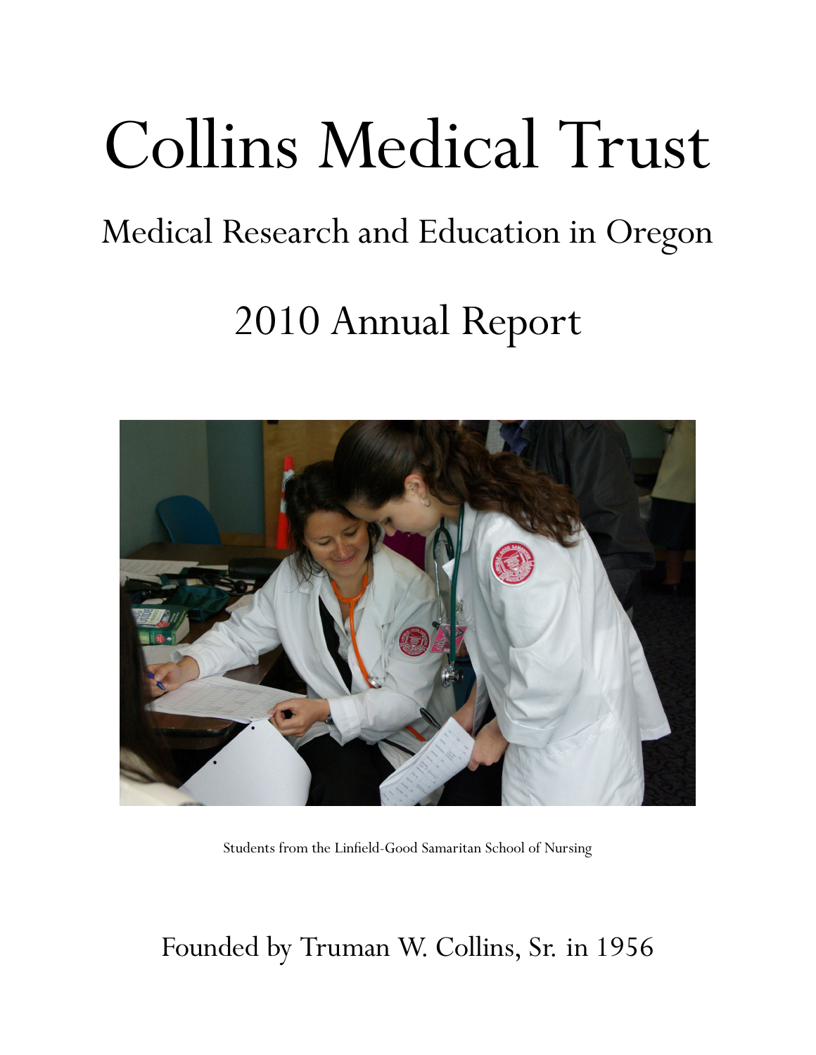# Collins Medical Trust

## Medical Research and Education in Oregon

## 2010 Annual Report

Students from the Linfield-Good Samaritan School of Nursing

Founded by Truman W. Collins, Sr. in 1956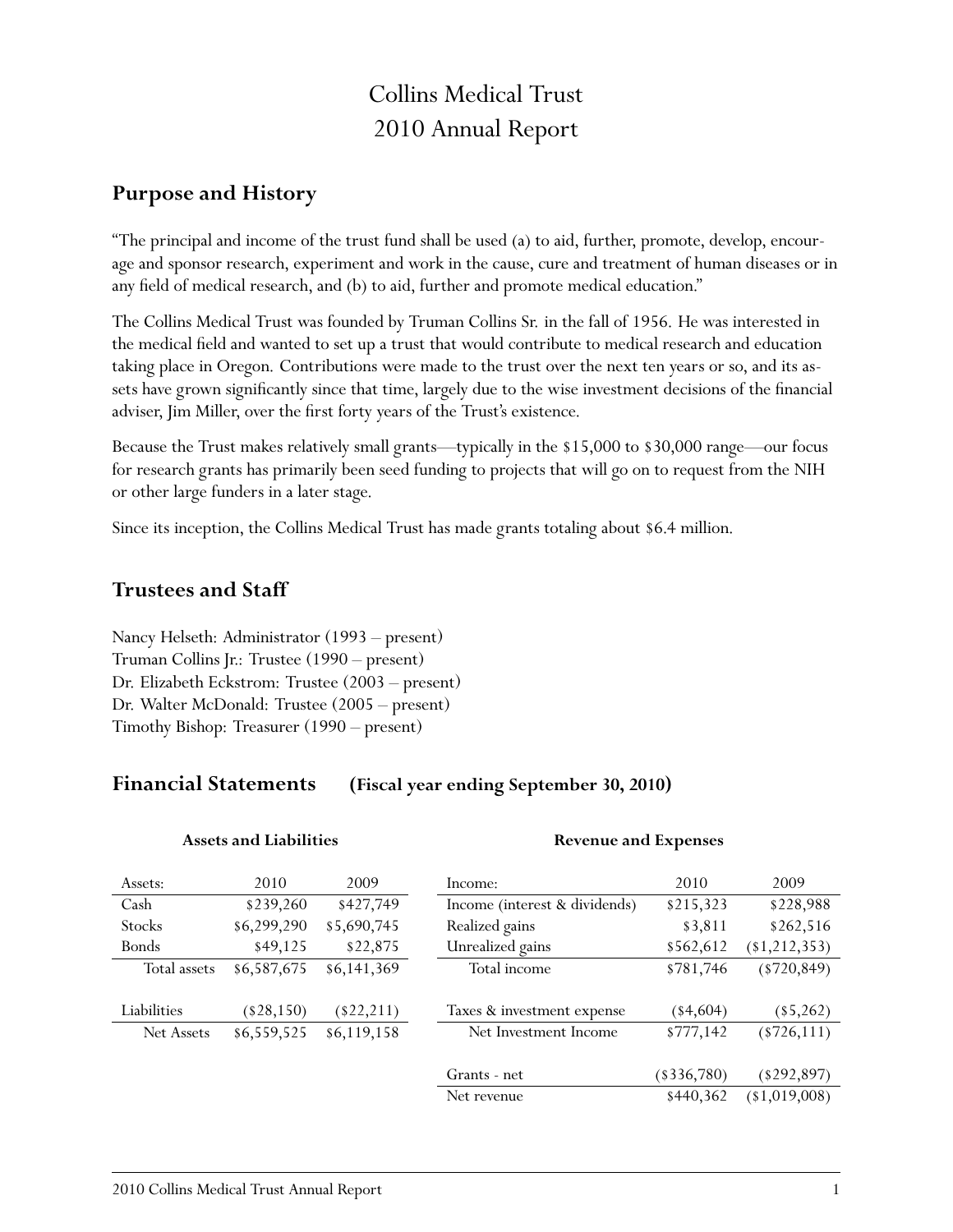# Collins Medical Trust
# 2010 Annual Report

## Purpose and History

"The principal and income of the trust fund shall be used (a) to aid, further, promote, develop, encourage and sponsor research, experiment and work in the cause, cure and treatment of human diseases or in any field of medical research, and (b) to aid, further and promote medical education."

The Collins Medical Trust was founded by Truman Collins Sr. in the fall of 1956. He was interested in the medical field and wanted to set up a trust that would contribute to medical research and education taking place in Oregon. Contributions were made to the trust over the next ten years or so, and its assets have grown significantly since that time, largely due to the wise investment decisions of the financial adviser, Jim Miller, over the first forty years of the Trust's existence.

Because the Trust makes relatively small grants—typically in the $15,000 to $30,000 range—our focus for research grants has primarily been seed funding to projects that will go on to request from the NIH or other large funders in a later stage.

Since its inception, the Collins Medical Trust has made grants totaling about $6.4 million.

## Trustees and Staff

Nancy Helseth: Administrator (1993 – present)
Truman Collins Jr.: Trustee (1990 – present)
Dr. Elizabeth Eckstrom: Trustee (2003 – present)
Dr. Walter McDonald: Trustee (2005 – present)
Timothy Bishop: Treasurer (1990 – present)

## Financial Statements (Fiscal year ending September 30, 2010)

**Assets and Liabilities**

| Assets: | 2010 | 2009 |
|---|---|---|
| Cash | $239,260 | $427,749 |
| Stocks | $6,299,290 | $5,690,745 |
| Bonds | $49,125 | $22,875 |
| Total assets | $6,587,675 | $6,141,369 |
| | | |
| Liabilities | ($28,150) | ($22,211) |
| Net Assets | $6,559,525 | $6,119,158 |

**Revenue and Expenses**

| Income: | 2010 | 2009 |
|---|---|---|
| Income (interest & dividends) | $215,323 | $228,988 |
| Realized gains | $3,811 | $262,516 |
| Unrealized gains | $562,612 | ($1,212,353) |
| Total income | $781,746 | ($720,849) |
| | | |
| Taxes & investment expense | ($4,604) | ($5,262) |
| Net Investment Income | $777,142 | ($726,111) |
| | | |
| Grants - net | ($336,780) | ($292,897) |
| Net revenue | $440,362 | ($1,019,008) |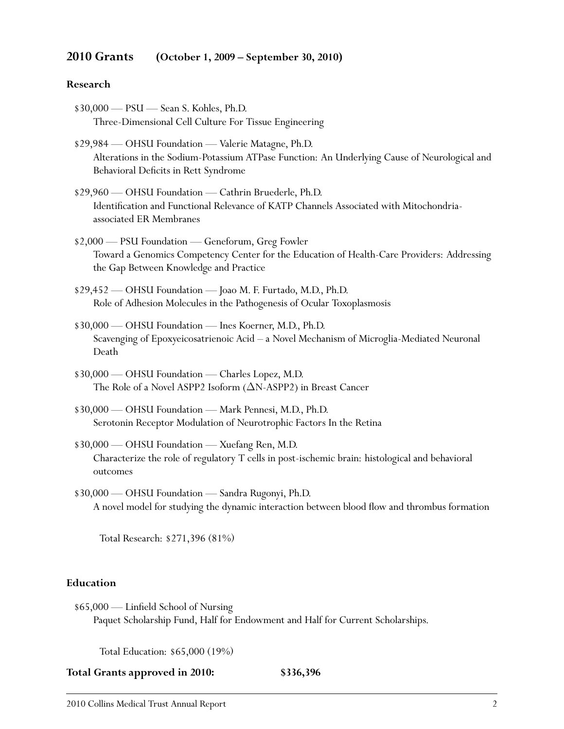## 2010 Grants (October 1, 2009 – September 30, 2010)

### Research

$30,000 — PSU — Sean S. Kohles, Ph.D.
Three-Dimensional Cell Culture For Tissue Engineering

$29,984 — OHSU Foundation — Valerie Matagne, Ph.D.
Alterations in the Sodium-Potassium ATPase Function: An Underlying Cause of Neurological and Behavioral Deficits in Rett Syndrome

$29,960 — OHSU Foundation — Cathrin Bruederle, Ph.D.
Identification and Functional Relevance of KATP Channels Associated with Mitochondria-associated ER Membranes

$2,000 — PSU Foundation — Geneforum, Greg Fowler
Toward a Genomics Competency Center for the Education of Health-Care Providers: Addressing the Gap Between Knowledge and Practice

$29,452 — OHSU Foundation — Joao M. F. Furtado, M.D., Ph.D.
Role of Adhesion Molecules in the Pathogenesis of Ocular Toxoplasmosis

$30,000 — OHSU Foundation — Ines Koerner, M.D., Ph.D.
Scavenging of Epoxyeicosatrienoic Acid – a Novel Mechanism of Microglia-Mediated Neuronal Death

$30,000 — OHSU Foundation — Charles Lopez, M.D.
The Role of a Novel ASPP2 Isoform (ΔN-ASPP2) in Breast Cancer

$30,000 — OHSU Foundation — Mark Pennesi, M.D., Ph.D.
Serotonin Receptor Modulation of Neurotrophic Factors In the Retina

$30,000 — OHSU Foundation — Xuefang Ren, M.D.
Characterize the role of regulatory T cells in post-ischemic brain: histological and behavioral outcomes

$30,000 — OHSU Foundation — Sandra Rugonyi, Ph.D.
A novel model for studying the dynamic interaction between blood flow and thrombus formation

Total Research: $271,396 (81%)

### Education

$65,000 — Linfield School of Nursing
Paquet Scholarship Fund, Half for Endowment and Half for Current Scholarships.

Total Education: $65,000 (19%)

**Total Grants approved in 2010: $336,396**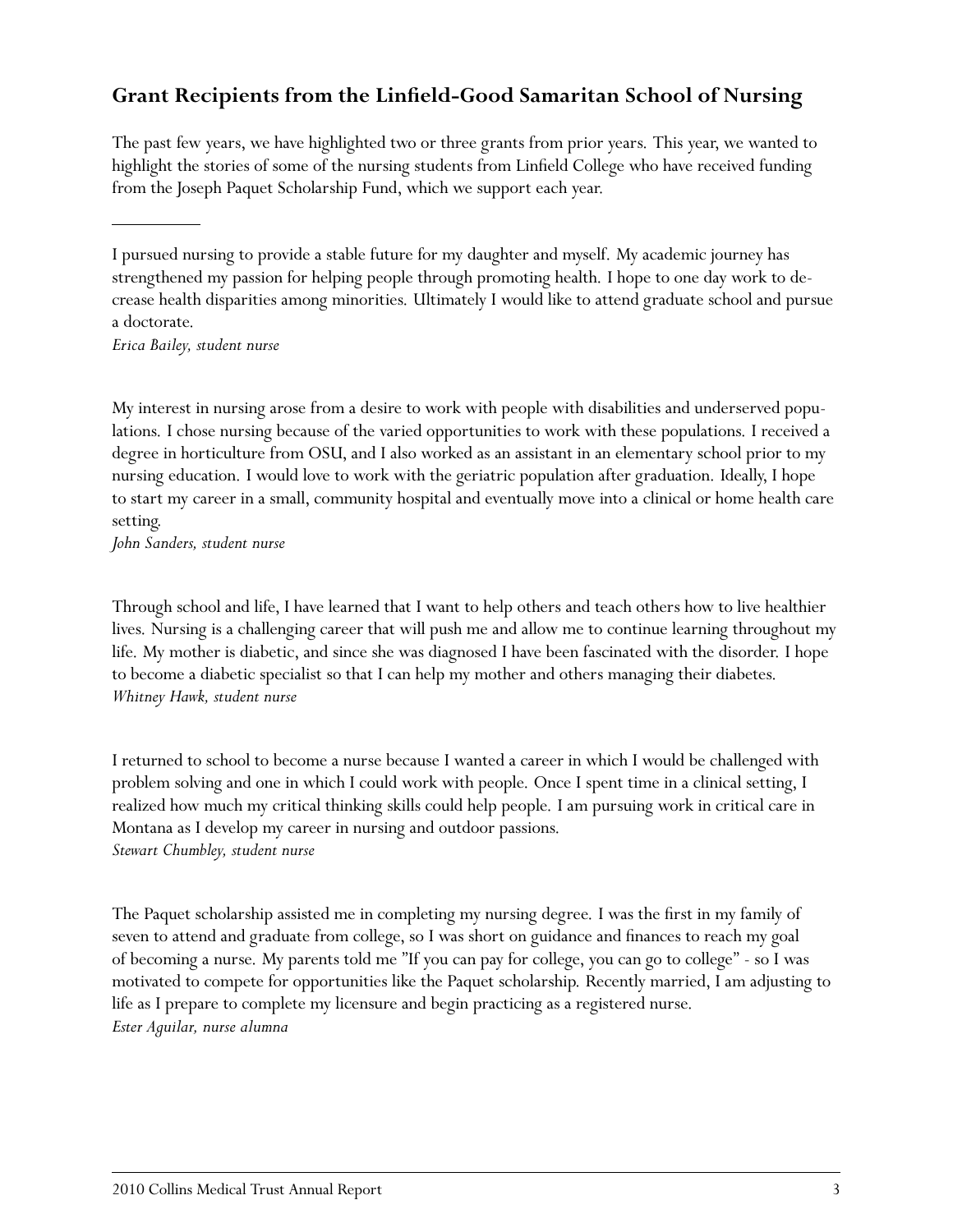## Grant Recipients from the Linfield-Good Samaritan School of Nursing

The past few years, we have highlighted two or three grants from prior years. This year, we wanted to highlight the stories of some of the nursing students from Linfield College who have received funding from the Joseph Paquet Scholarship Fund, which we support each year.

---

I pursued nursing to provide a stable future for my daughter and myself. My academic journey has strengthened my passion for helping people through promoting health. I hope to one day work to decrease health disparities among minorities. Ultimately I would like to attend graduate school and pursue a doctorate.
*Erica Bailey, student nurse*

My interest in nursing arose from a desire to work with people with disabilities and underserved populations. I chose nursing because of the varied opportunities to work with these populations. I received a degree in horticulture from OSU, and I also worked as an assistant in an elementary school prior to my nursing education. I would love to work with the geriatric population after graduation. Ideally, I hope to start my career in a small, community hospital and eventually move into a clinical or home health care setting.
*John Sanders, student nurse*

Through school and life, I have learned that I want to help others and teach others how to live healthier lives. Nursing is a challenging career that will push me and allow me to continue learning throughout my life. My mother is diabetic, and since she was diagnosed I have been fascinated with the disorder. I hope to become a diabetic specialist so that I can help my mother and others managing their diabetes.
*Whitney Hawk, student nurse*

I returned to school to become a nurse because I wanted a career in which I would be challenged with problem solving and one in which I could work with people. Once I spent time in a clinical setting, I realized how much my critical thinking skills could help people. I am pursuing work in critical care in Montana as I develop my career in nursing and outdoor passions.
*Stewart Chumbley, student nurse*

The Paquet scholarship assisted me in completing my nursing degree. I was the first in my family of seven to attend and graduate from college, so I was short on guidance and finances to reach my goal of becoming a nurse. My parents told me "If you can pay for college, you can go to college" - so I was motivated to compete for opportunities like the Paquet scholarship. Recently married, I am adjusting to life as I prepare to complete my licensure and begin practicing as a registered nurse.
*Ester Aguilar, nurse alumna*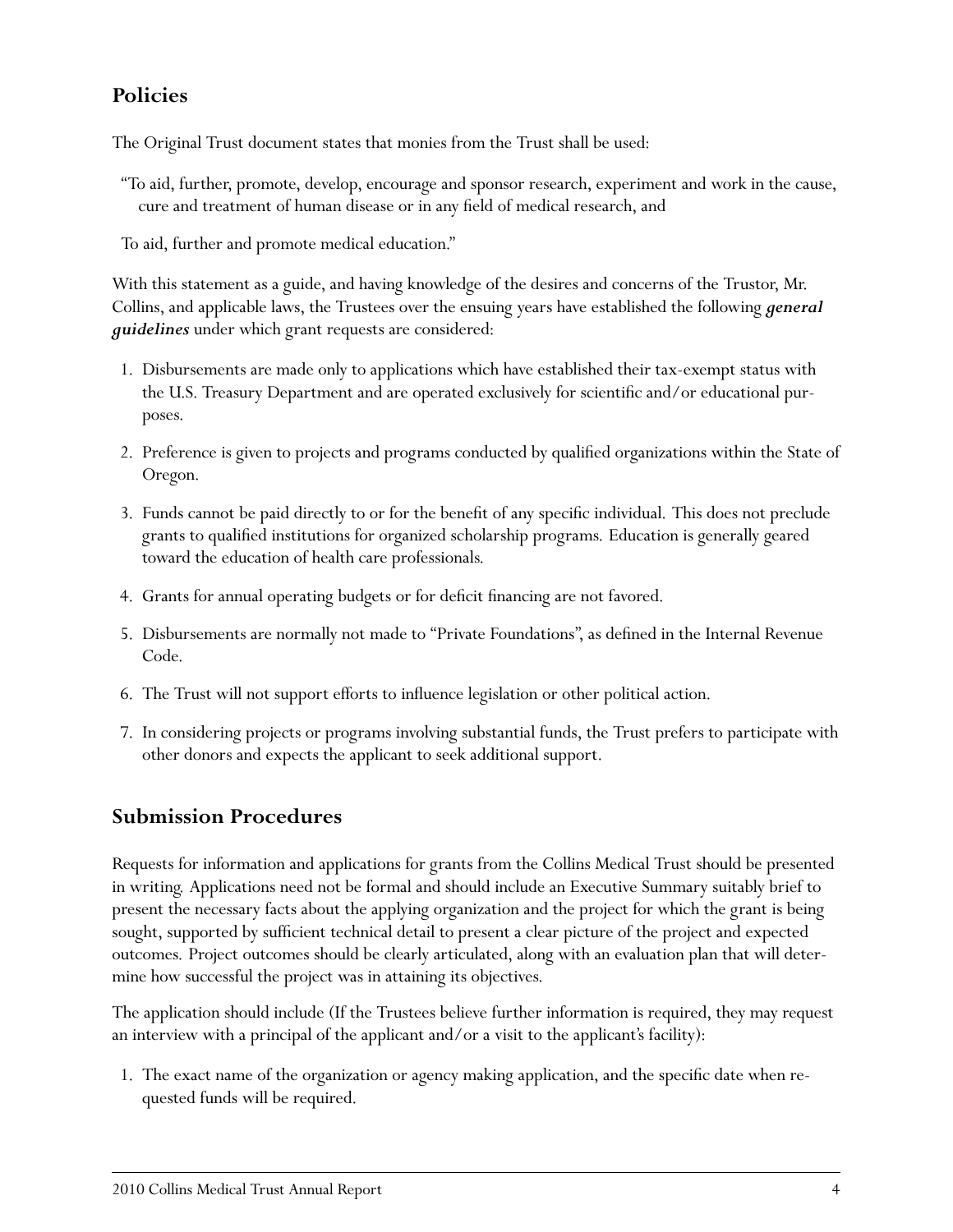## Policies

The Original Trust document states that monies from the Trust shall be used:

"To aid, further, promote, develop, encourage and sponsor research, experiment and work in the cause, cure and treatment of human disease or in any field of medical research, and

To aid, further and promote medical education."

With this statement as a guide, and having knowledge of the desires and concerns of the Trustor, Mr. Collins, and applicable laws, the Trustees over the ensuing years have established the following ***general guidelines*** under which grant requests are considered:

1. Disbursements are made only to applications which have established their tax-exempt status with the U.S. Treasury Department and are operated exclusively for scientific and/or educational purposes.
2. Preference is given to projects and programs conducted by qualified organizations within the State of Oregon.
3. Funds cannot be paid directly to or for the benefit of any specific individual. This does not preclude grants to qualified institutions for organized scholarship programs. Education is generally geared toward the education of health care professionals.
4. Grants for annual operating budgets or for deficit financing are not favored.
5. Disbursements are normally not made to "Private Foundations", as defined in the Internal Revenue Code.
6. The Trust will not support efforts to influence legislation or other political action.
7. In considering projects or programs involving substantial funds, the Trust prefers to participate with other donors and expects the applicant to seek additional support.

## Submission Procedures

Requests for information and applications for grants from the Collins Medical Trust should be presented in writing. Applications need not be formal and should include an Executive Summary suitably brief to present the necessary facts about the applying organization and the project for which the grant is being sought, supported by sufficient technical detail to present a clear picture of the project and expected outcomes. Project outcomes should be clearly articulated, along with an evaluation plan that will determine how successful the project was in attaining its objectives.

The application should include (If the Trustees believe further information is required, they may request an interview with a principal of the applicant and/or a visit to the applicant's facility):

1. The exact name of the organization or agency making application, and the specific date when requested funds will be required.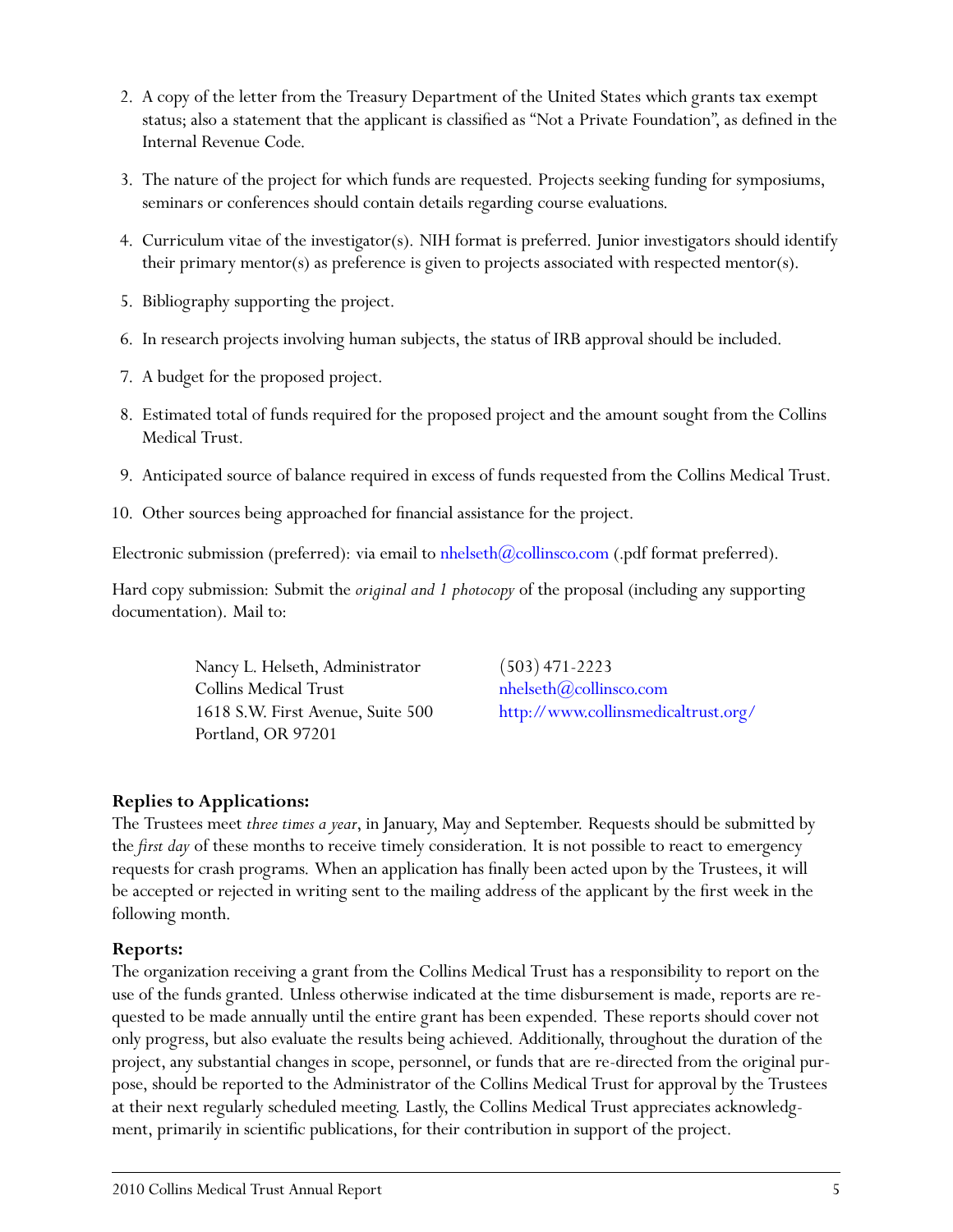2. A copy of the letter from the Treasury Department of the United States which grants tax exempt status; also a statement that the applicant is classified as "Not a Private Foundation", as defined in the Internal Revenue Code.

3. The nature of the project for which funds are requested. Projects seeking funding for symposiums, seminars or conferences should contain details regarding course evaluations.

4. Curriculum vitae of the investigator(s). NIH format is preferred. Junior investigators should identify their primary mentor(s) as preference is given to projects associated with respected mentor(s).

5. Bibliography supporting the project.

6. In research projects involving human subjects, the status of IRB approval should be included.

7. A budget for the proposed project.

8. Estimated total of funds required for the proposed project and the amount sought from the Collins Medical Trust.

9. Anticipated source of balance required in excess of funds requested from the Collins Medical Trust.

10. Other sources being approached for financial assistance for the project.

Electronic submission (preferred): via email to nhelseth@collinsco.com (.pdf format preferred).

Hard copy submission: Submit the *original and 1 photocopy* of the proposal (including any supporting documentation). Mail to:

Nancy L. Helseth, Administrator
Collins Medical Trust
1618 S.W. First Avenue, Suite 500
Portland, OR 97201

(503) 471-2223
nhelseth@collinsco.com
http://www.collinsmedicaltrust.org/

**Replies to Applications:**

The Trustees meet *three times a year*, in January, May and September. Requests should be submitted by the *first day* of these months to receive timely consideration. It is not possible to react to emergency requests for crash programs. When an application has finally been acted upon by the Trustees, it will be accepted or rejected in writing sent to the mailing address of the applicant by the first week in the following month.

**Reports:**

The organization receiving a grant from the Collins Medical Trust has a responsibility to report on the use of the funds granted. Unless otherwise indicated at the time disbursement is made, reports are requested to be made annually until the entire grant has been expended. These reports should cover not only progress, but also evaluate the results being achieved. Additionally, throughout the duration of the project, any substantial changes in scope, personnel, or funds that are re-directed from the original purpose, should be reported to the Administrator of the Collins Medical Trust for approval by the Trustees at their next regularly scheduled meeting. Lastly, the Collins Medical Trust appreciates acknowledgment, primarily in scientific publications, for their contribution in support of the project.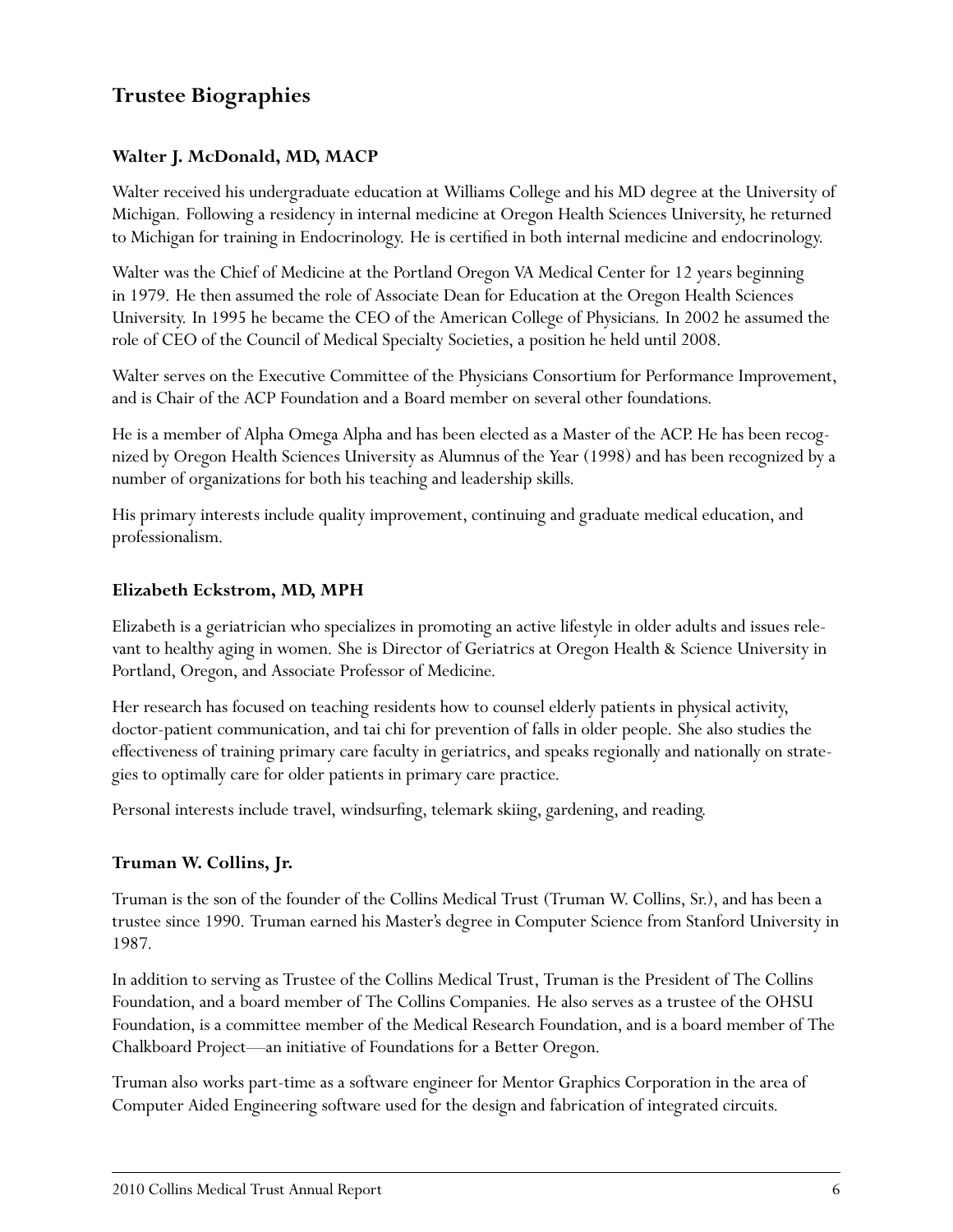## Trustee Biographies

### Walter J. McDonald, MD, MACP

Walter received his undergraduate education at Williams College and his MD degree at the University of Michigan. Following a residency in internal medicine at Oregon Health Sciences University, he returned to Michigan for training in Endocrinology. He is certified in both internal medicine and endocrinology.

Walter was the Chief of Medicine at the Portland Oregon VA Medical Center for 12 years beginning in 1979. He then assumed the role of Associate Dean for Education at the Oregon Health Sciences University. In 1995 he became the CEO of the American College of Physicians. In 2002 he assumed the role of CEO of the Council of Medical Specialty Societies, a position he held until 2008.

Walter serves on the Executive Committee of the Physicians Consortium for Performance Improvement, and is Chair of the ACP Foundation and a Board member on several other foundations.

He is a member of Alpha Omega Alpha and has been elected as a Master of the ACP. He has been recognized by Oregon Health Sciences University as Alumnus of the Year (1998) and has been recognized by a number of organizations for both his teaching and leadership skills.

His primary interests include quality improvement, continuing and graduate medical education, and professionalism.

### Elizabeth Eckstrom, MD, MPH

Elizabeth is a geriatrician who specializes in promoting an active lifestyle in older adults and issues relevant to healthy aging in women. She is Director of Geriatrics at Oregon Health & Science University in Portland, Oregon, and Associate Professor of Medicine.

Her research has focused on teaching residents how to counsel elderly patients in physical activity, doctor-patient communication, and tai chi for prevention of falls in older people. She also studies the effectiveness of training primary care faculty in geriatrics, and speaks regionally and nationally on strategies to optimally care for older patients in primary care practice.

Personal interests include travel, windsurfing, telemark skiing, gardening, and reading.

### Truman W. Collins, Jr.

Truman is the son of the founder of the Collins Medical Trust (Truman W. Collins, Sr.), and has been a trustee since 1990. Truman earned his Master's degree in Computer Science from Stanford University in 1987.

In addition to serving as Trustee of the Collins Medical Trust, Truman is the President of The Collins Foundation, and a board member of The Collins Companies. He also serves as a trustee of the OHSU Foundation, is a committee member of the Medical Research Foundation, and is a board member of The Chalkboard Project—an initiative of Foundations for a Better Oregon.

Truman also works part-time as a software engineer for Mentor Graphics Corporation in the area of Computer Aided Engineering software used for the design and fabrication of integrated circuits.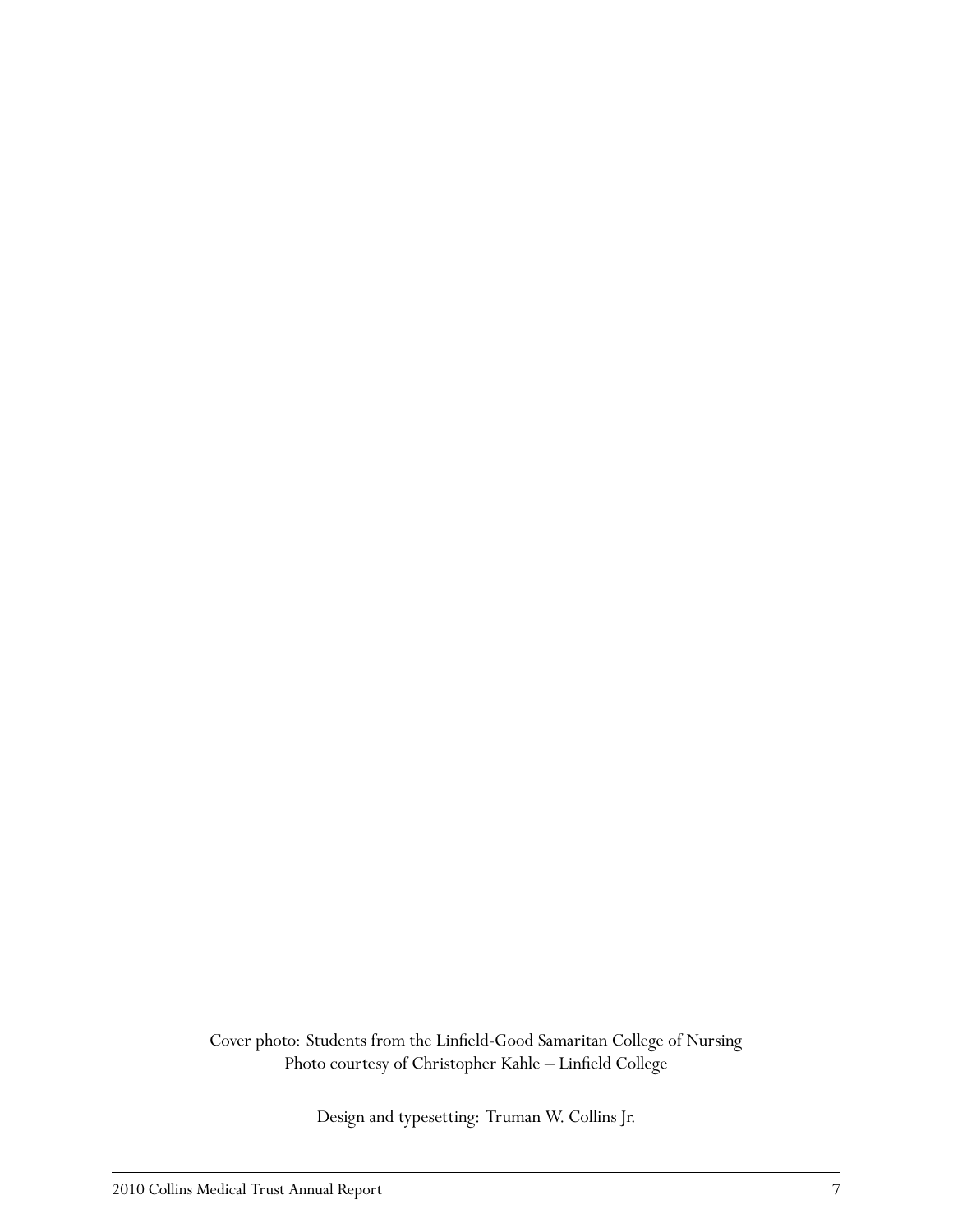Cover photo: Students from the Linfield-Good Samaritan College of Nursing
Photo courtesy of Christopher Kahle – Linfield College

Design and typesetting: Truman W. Collins Jr.